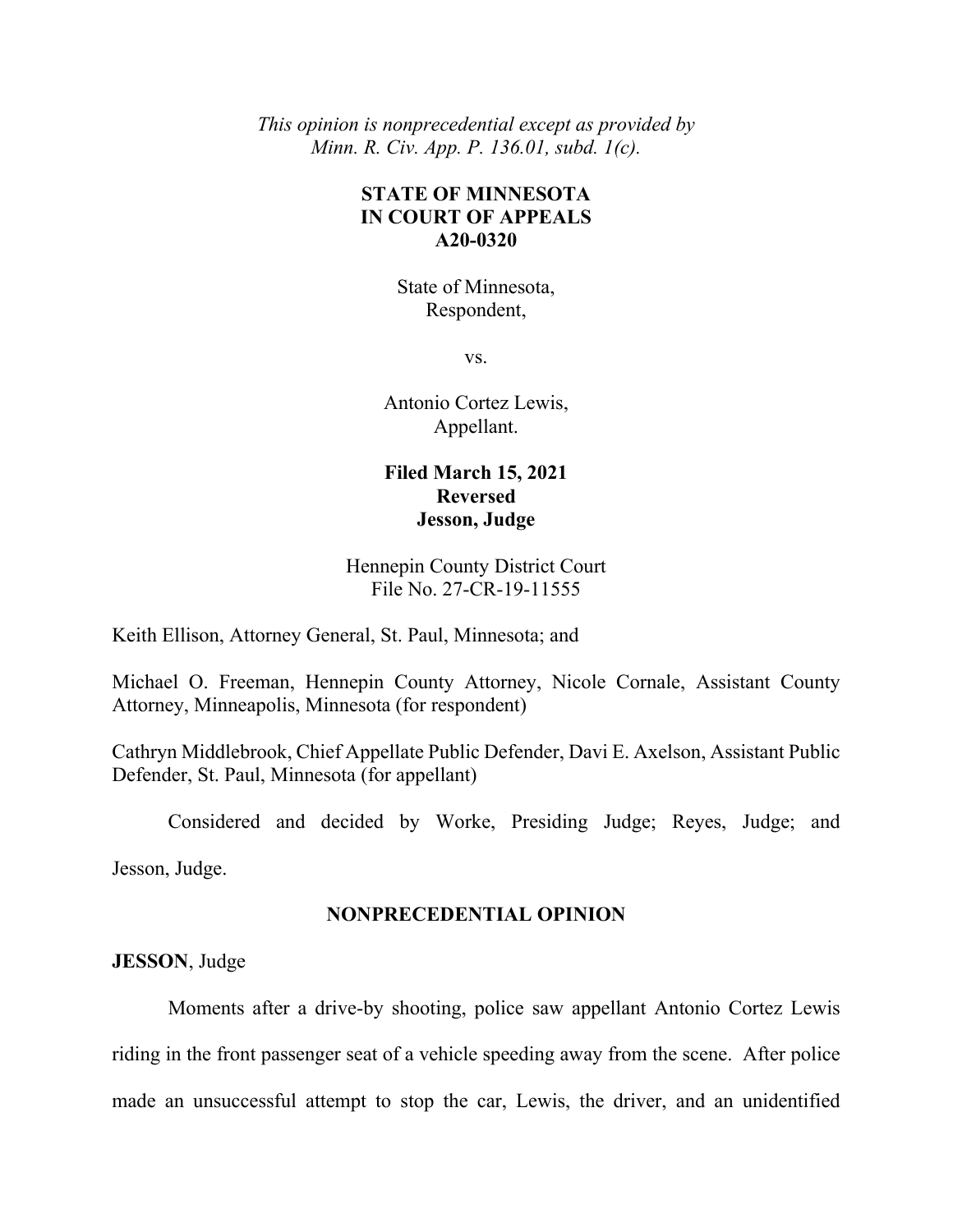*This opinion is nonprecedential except as provided by Minn. R. Civ. App. P. 136.01, subd. 1(c).*

**STATE OF MINNESOTA**
**IN COURT OF APPEALS**
**A20-0320**

State of Minnesota,
Respondent,

vs.

Antonio Cortez Lewis,
Appellant.

**Filed March 15, 2021**
**Reversed**
**Jesson, Judge**

Hennepin County District Court
File No. 27-CR-19-11555

Keith Ellison, Attorney General, St. Paul, Minnesota; and

Michael O. Freeman, Hennepin County Attorney, Nicole Cornale, Assistant County Attorney, Minneapolis, Minnesota (for respondent)

Cathryn Middlebrook, Chief Appellate Public Defender, Davi E. Axelson, Assistant Public Defender, St. Paul, Minnesota (for appellant)

Considered and decided by Worke, Presiding Judge; Reyes, Judge; and Jesson, Judge.

**NONPRECEDENTIAL OPINION**

**JESSON**, Judge

Moments after a drive-by shooting, police saw appellant Antonio Cortez Lewis riding in the front passenger seat of a vehicle speeding away from the scene. After police made an unsuccessful attempt to stop the car, Lewis, the driver, and an unidentified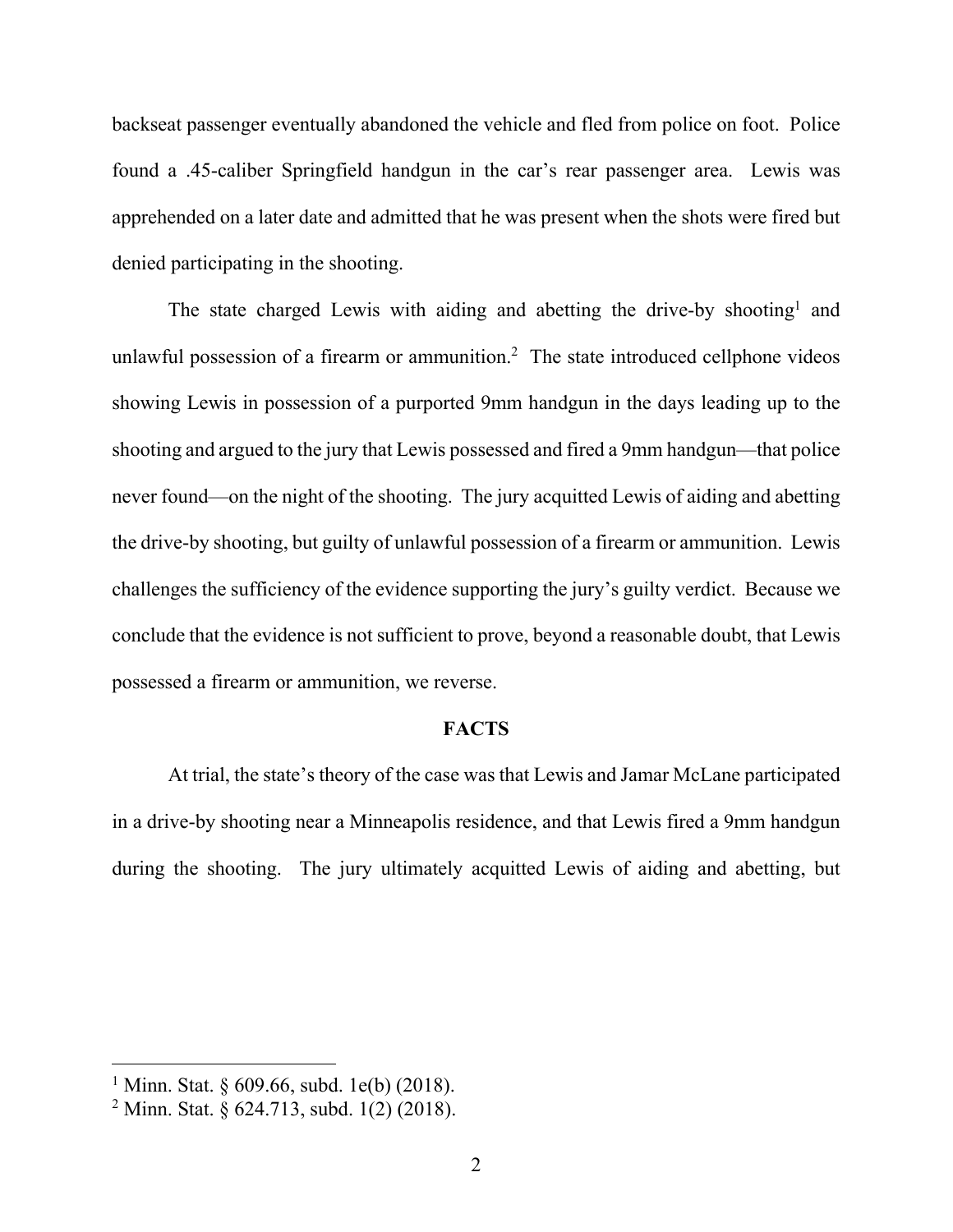backseat passenger eventually abandoned the vehicle and fled from police on foot. Police found a .45-caliber Springfield handgun in the car's rear passenger area. Lewis was apprehended on a later date and admitted that he was present when the shots were fired but denied participating in the shooting.

The state charged Lewis with aiding and abetting the drive-by shooting[1] and unlawful possession of a firearm or ammunition.[2] The state introduced cellphone videos showing Lewis in possession of a purported 9mm handgun in the days leading up to the shooting and argued to the jury that Lewis possessed and fired a 9mm handgun—that police never found—on the night of the shooting. The jury acquitted Lewis of aiding and abetting the drive-by shooting, but guilty of unlawful possession of a firearm or ammunition. Lewis challenges the sufficiency of the evidence supporting the jury's guilty verdict. Because we conclude that the evidence is not sufficient to prove, beyond a reasonable doubt, that Lewis possessed a firearm or ammunition, we reverse.

## FACTS

At trial, the state's theory of the case was that Lewis and Jamar McLane participated in a drive-by shooting near a Minneapolis residence, and that Lewis fired a 9mm handgun during the shooting. The jury ultimately acquitted Lewis of aiding and abetting, but

---

[1] Minn. Stat. § 609.66, subd. 1e(b) (2018).

[2] Minn. Stat. § 624.713, subd. 1(2) (2018).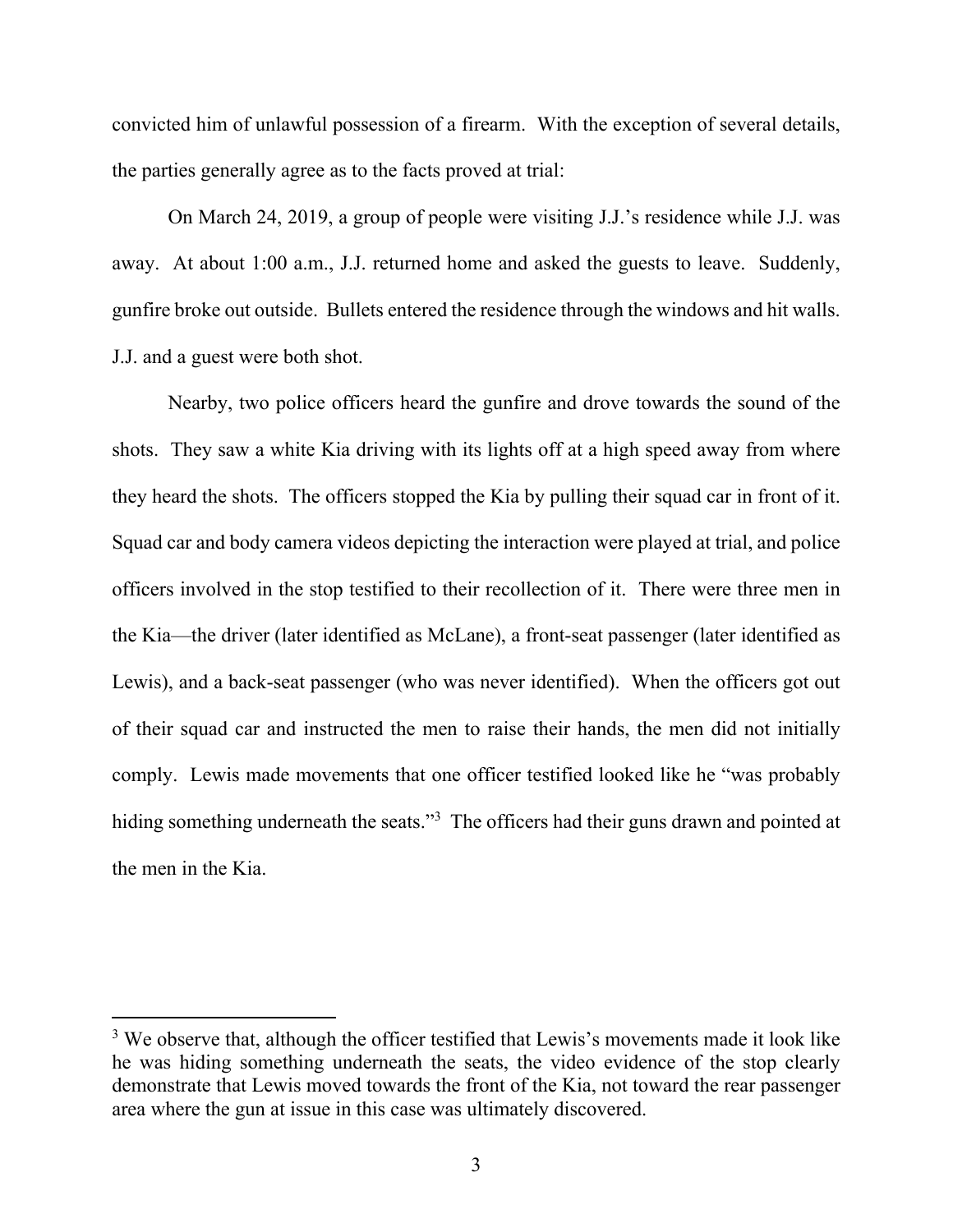convicted him of unlawful possession of a firearm. With the exception of several details, the parties generally agree as to the facts proved at trial:

On March 24, 2019, a group of people were visiting J.J.'s residence while J.J. was away. At about 1:00 a.m., J.J. returned home and asked the guests to leave. Suddenly, gunfire broke out outside. Bullets entered the residence through the windows and hit walls. J.J. and a guest were both shot.

Nearby, two police officers heard the gunfire and drove towards the sound of the shots. They saw a white Kia driving with its lights off at a high speed away from where they heard the shots. The officers stopped the Kia by pulling their squad car in front of it. Squad car and body camera videos depicting the interaction were played at trial, and police officers involved in the stop testified to their recollection of it. There were three men in the Kia—the driver (later identified as McLane), a front-seat passenger (later identified as Lewis), and a back-seat passenger (who was never identified). When the officers got out of their squad car and instructed the men to raise their hands, the men did not initially comply. Lewis made movements that one officer testified looked like he "was probably hiding something underneath the seats."[3] The officers had their guns drawn and pointed at the men in the Kia.

---

[3] We observe that, although the officer testified that Lewis's movements made it look like he was hiding something underneath the seats, the video evidence of the stop clearly demonstrate that Lewis moved towards the front of the Kia, not toward the rear passenger area where the gun at issue in this case was ultimately discovered.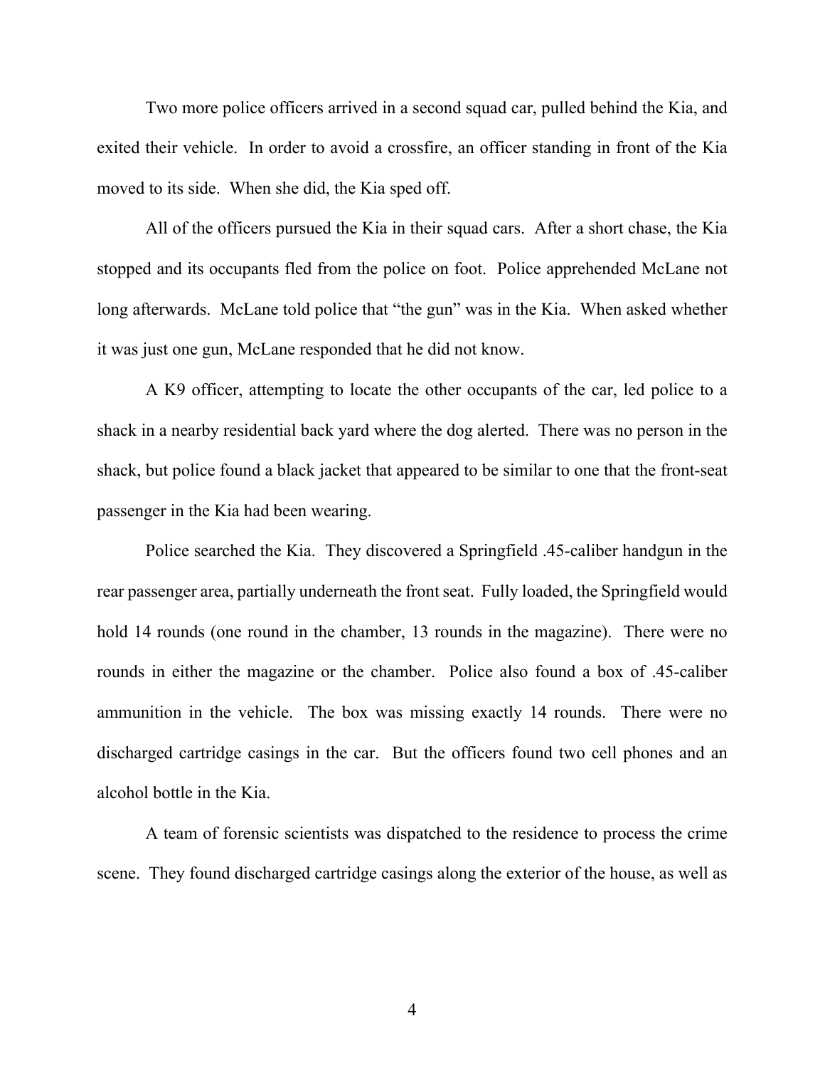Two more police officers arrived in a second squad car, pulled behind the Kia, and exited their vehicle. In order to avoid a crossfire, an officer standing in front of the Kia moved to its side. When she did, the Kia sped off.

All of the officers pursued the Kia in their squad cars. After a short chase, the Kia stopped and its occupants fled from the police on foot. Police apprehended McLane not long afterwards. McLane told police that "the gun" was in the Kia. When asked whether it was just one gun, McLane responded that he did not know.

A K9 officer, attempting to locate the other occupants of the car, led police to a shack in a nearby residential back yard where the dog alerted. There was no person in the shack, but police found a black jacket that appeared to be similar to one that the front-seat passenger in the Kia had been wearing.

Police searched the Kia. They discovered a Springfield .45-caliber handgun in the rear passenger area, partially underneath the front seat. Fully loaded, the Springfield would hold 14 rounds (one round in the chamber, 13 rounds in the magazine). There were no rounds in either the magazine or the chamber. Police also found a box of .45-caliber ammunition in the vehicle. The box was missing exactly 14 rounds. There were no discharged cartridge casings in the car. But the officers found two cell phones and an alcohol bottle in the Kia.

A team of forensic scientists was dispatched to the residence to process the crime scene. They found discharged cartridge casings along the exterior of the house, as well as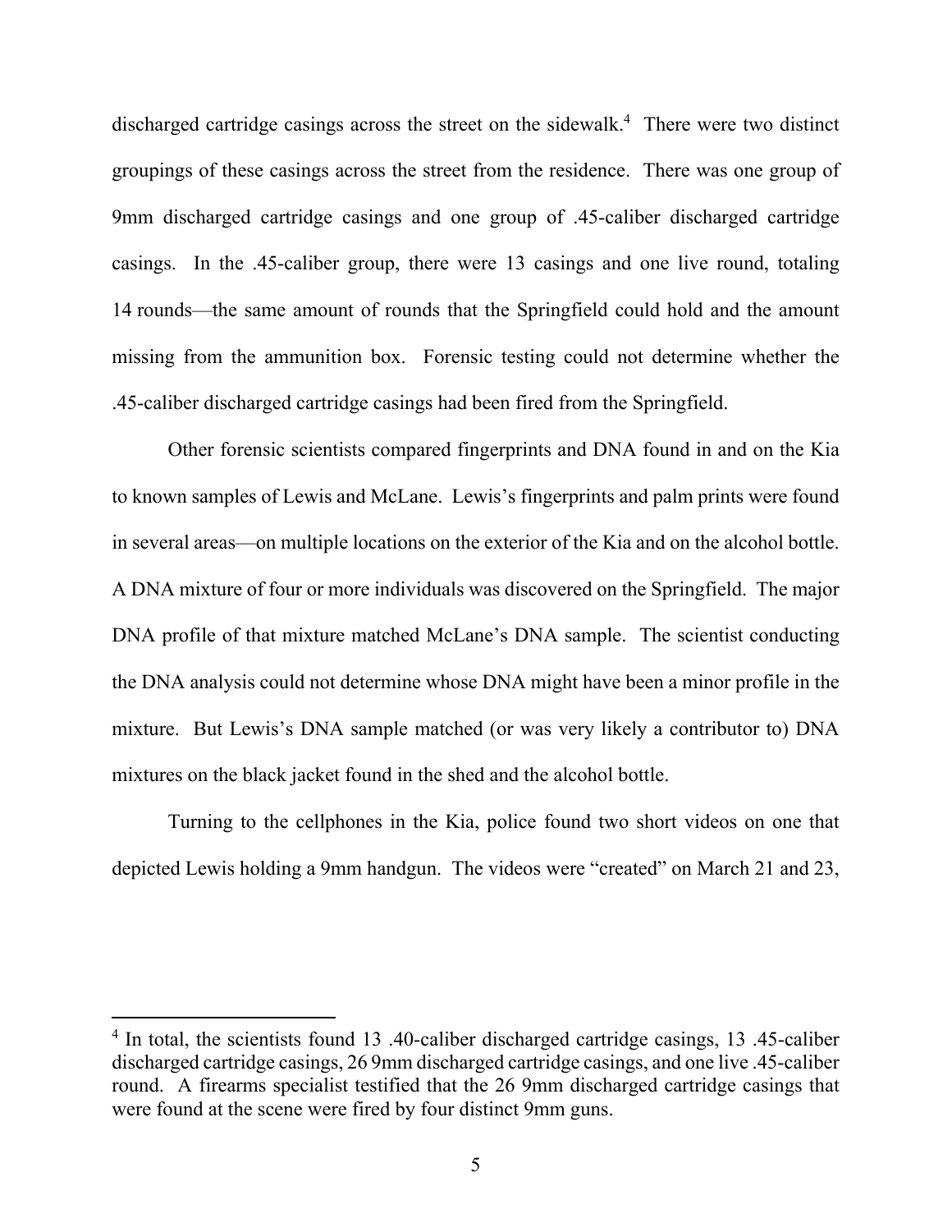discharged cartridge casings across the street on the sidewalk.[4] There were two distinct groupings of these casings across the street from the residence. There was one group of 9mm discharged cartridge casings and one group of .45-caliber discharged cartridge casings. In the .45-caliber group, there were 13 casings and one live round, totaling 14 rounds—the same amount of rounds that the Springfield could hold and the amount missing from the ammunition box. Forensic testing could not determine whether the .45-caliber discharged cartridge casings had been fired from the Springfield.

Other forensic scientists compared fingerprints and DNA found in and on the Kia to known samples of Lewis and McLane. Lewis's fingerprints and palm prints were found in several areas—on multiple locations on the exterior of the Kia and on the alcohol bottle. A DNA mixture of four or more individuals was discovered on the Springfield. The major DNA profile of that mixture matched McLane's DNA sample. The scientist conducting the DNA analysis could not determine whose DNA might have been a minor profile in the mixture. But Lewis's DNA sample matched (or was very likely a contributor to) DNA mixtures on the black jacket found in the shed and the alcohol bottle.

Turning to the cellphones in the Kia, police found two short videos on one that depicted Lewis holding a 9mm handgun. The videos were "created" on March 21 and 23,

---

[4] In total, the scientists found 13 .40-caliber discharged cartridge casings, 13 .45-caliber discharged cartridge casings, 26 9mm discharged cartridge casings, and one live .45-caliber round. A firearms specialist testified that the 26 9mm discharged cartridge casings that were found at the scene were fired by four distinct 9mm guns.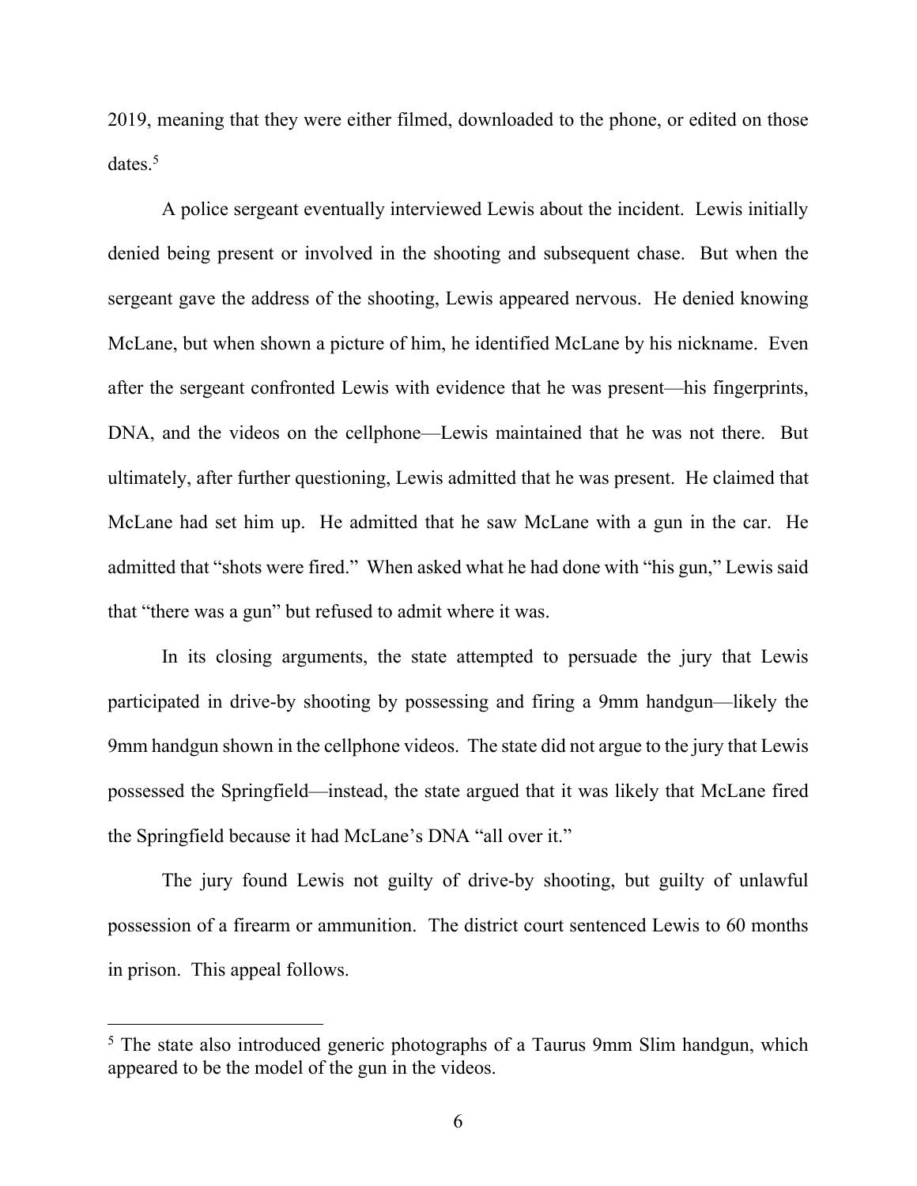2019, meaning that they were either filmed, downloaded to the phone, or edited on those dates.[5]

A police sergeant eventually interviewed Lewis about the incident. Lewis initially denied being present or involved in the shooting and subsequent chase. But when the sergeant gave the address of the shooting, Lewis appeared nervous. He denied knowing McLane, but when shown a picture of him, he identified McLane by his nickname. Even after the sergeant confronted Lewis with evidence that he was present—his fingerprints, DNA, and the videos on the cellphone—Lewis maintained that he was not there. But ultimately, after further questioning, Lewis admitted that he was present. He claimed that McLane had set him up. He admitted that he saw McLane with a gun in the car. He admitted that "shots were fired." When asked what he had done with "his gun," Lewis said that "there was a gun" but refused to admit where it was.

In its closing arguments, the state attempted to persuade the jury that Lewis participated in drive-by shooting by possessing and firing a 9mm handgun—likely the 9mm handgun shown in the cellphone videos. The state did not argue to the jury that Lewis possessed the Springfield—instead, the state argued that it was likely that McLane fired the Springfield because it had McLane's DNA "all over it."

The jury found Lewis not guilty of drive-by shooting, but guilty of unlawful possession of a firearm or ammunition. The district court sentenced Lewis to 60 months in prison. This appeal follows.

---

[5] The state also introduced generic photographs of a Taurus 9mm Slim handgun, which appeared to be the model of the gun in the videos.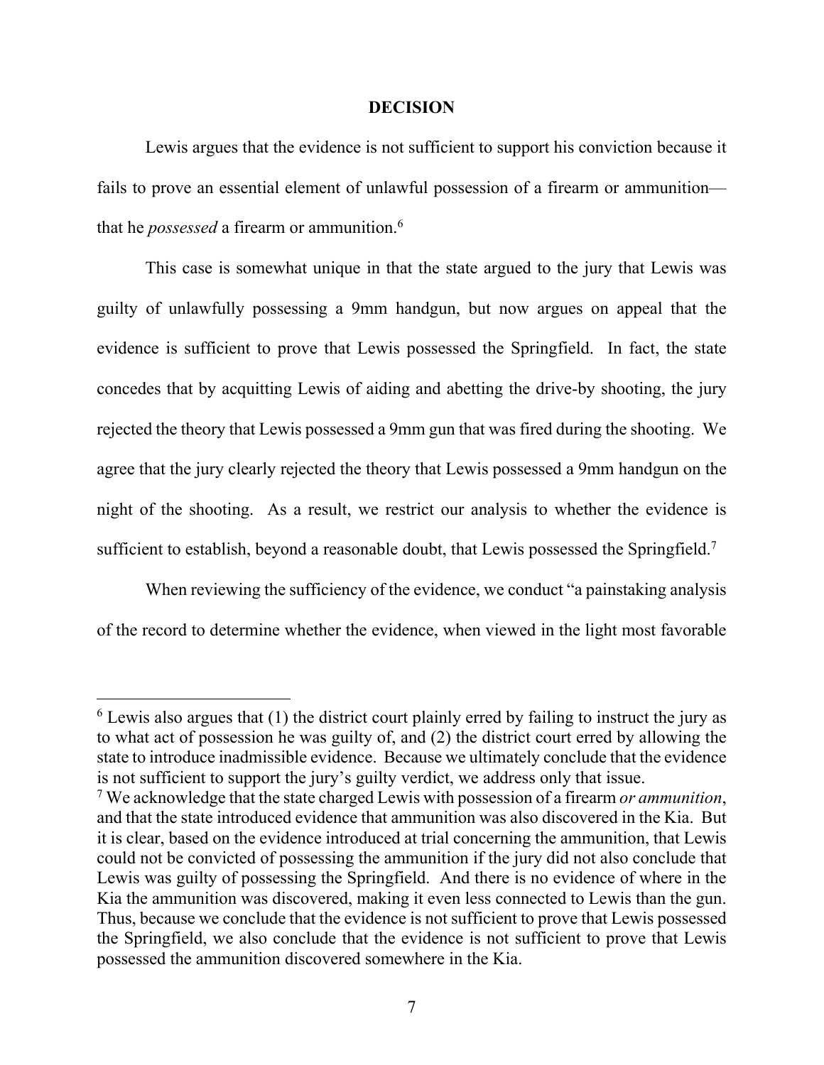**DECISION**

Lewis argues that the evidence is not sufficient to support his conviction because it fails to prove an essential element of unlawful possession of a firearm or ammunition—that he *possessed* a firearm or ammunition.[6]

This case is somewhat unique in that the state argued to the jury that Lewis was guilty of unlawfully possessing a 9mm handgun, but now argues on appeal that the evidence is sufficient to prove that Lewis possessed the Springfield. In fact, the state concedes that by acquitting Lewis of aiding and abetting the drive-by shooting, the jury rejected the theory that Lewis possessed a 9mm gun that was fired during the shooting. We agree that the jury clearly rejected the theory that Lewis possessed a 9mm handgun on the night of the shooting. As a result, we restrict our analysis to whether the evidence is sufficient to establish, beyond a reasonable doubt, that Lewis possessed the Springfield.[7]

When reviewing the sufficiency of the evidence, we conduct "a painstaking analysis of the record to determine whether the evidence, when viewed in the light most favorable

---

[6] Lewis also argues that (1) the district court plainly erred by failing to instruct the jury as to what act of possession he was guilty of, and (2) the district court erred by allowing the state to introduce inadmissible evidence. Because we ultimately conclude that the evidence is not sufficient to support the jury's guilty verdict, we address only that issue.

[7] We acknowledge that the state charged Lewis with possession of a firearm *or ammunition*, and that the state introduced evidence that ammunition was also discovered in the Kia. But it is clear, based on the evidence introduced at trial concerning the ammunition, that Lewis could not be convicted of possessing the ammunition if the jury did not also conclude that Lewis was guilty of possessing the Springfield. And there is no evidence of where in the Kia the ammunition was discovered, making it even less connected to Lewis than the gun. Thus, because we conclude that the evidence is not sufficient to prove that Lewis possessed the Springfield, we also conclude that the evidence is not sufficient to prove that Lewis possessed the ammunition discovered somewhere in the Kia.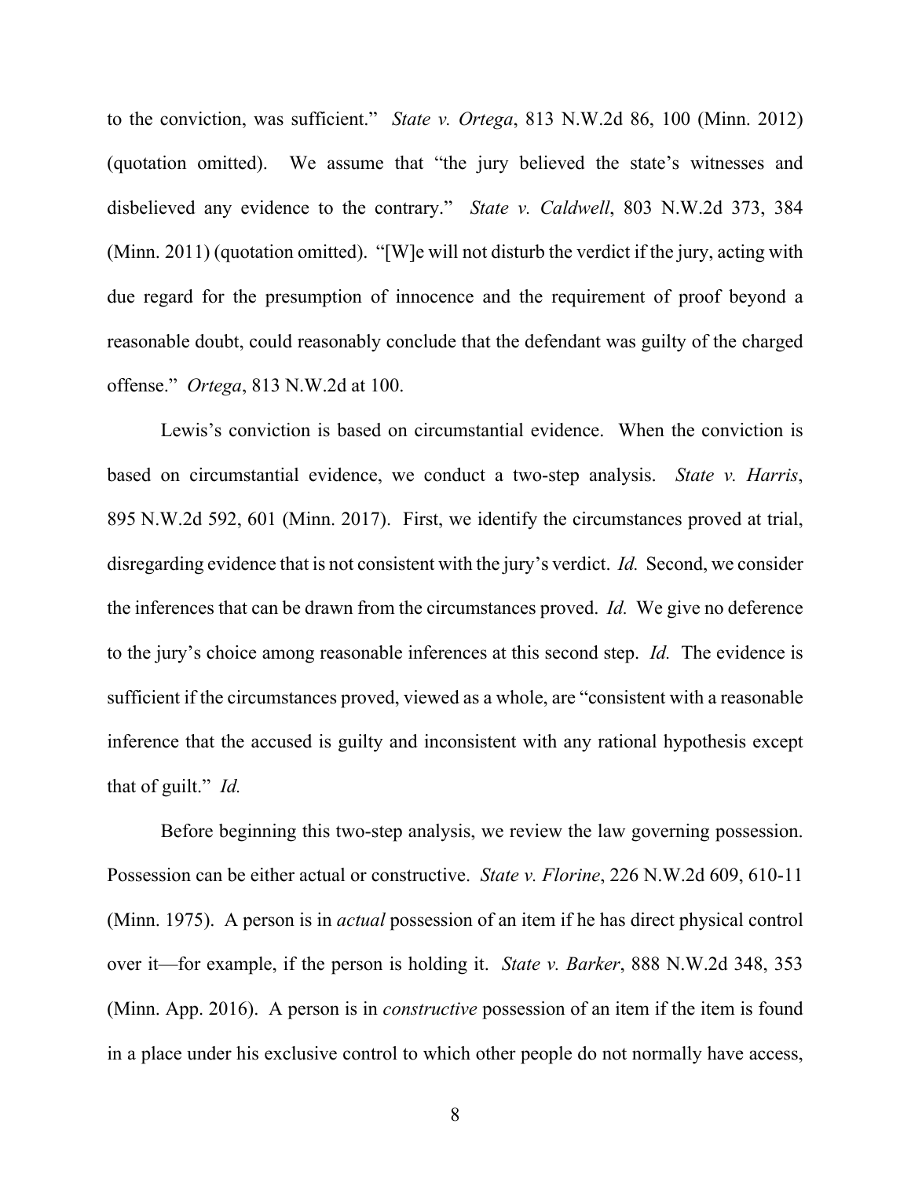to the conviction, was sufficient." *State v. Ortega*, 813 N.W.2d 86, 100 (Minn. 2012) (quotation omitted). We assume that "the jury believed the state's witnesses and disbelieved any evidence to the contrary." *State v. Caldwell*, 803 N.W.2d 373, 384 (Minn. 2011) (quotation omitted). "[W]e will not disturb the verdict if the jury, acting with due regard for the presumption of innocence and the requirement of proof beyond a reasonable doubt, could reasonably conclude that the defendant was guilty of the charged offense." *Ortega*, 813 N.W.2d at 100.

Lewis's conviction is based on circumstantial evidence. When the conviction is based on circumstantial evidence, we conduct a two-step analysis. *State v. Harris*, 895 N.W.2d 592, 601 (Minn. 2017). First, we identify the circumstances proved at trial, disregarding evidence that is not consistent with the jury's verdict. *Id.* Second, we consider the inferences that can be drawn from the circumstances proved. *Id.* We give no deference to the jury's choice among reasonable inferences at this second step. *Id.* The evidence is sufficient if the circumstances proved, viewed as a whole, are "consistent with a reasonable inference that the accused is guilty and inconsistent with any rational hypothesis except that of guilt." *Id.*

Before beginning this two-step analysis, we review the law governing possession. Possession can be either actual or constructive. *State v. Florine*, 226 N.W.2d 609, 610-11 (Minn. 1975). A person is in *actual* possession of an item if he has direct physical control over it—for example, if the person is holding it. *State v. Barker*, 888 N.W.2d 348, 353 (Minn. App. 2016). A person is in *constructive* possession of an item if the item is found in a place under his exclusive control to which other people do not normally have access,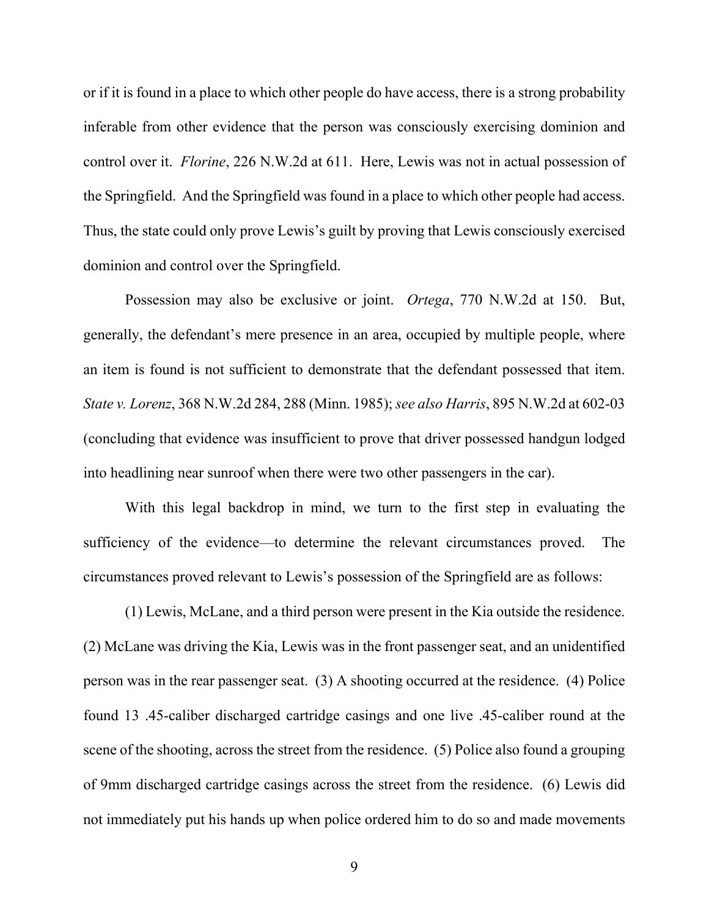or if it is found in a place to which other people do have access, there is a strong probability inferable from other evidence that the person was consciously exercising dominion and control over it. *Florine*, 226 N.W.2d at 611. Here, Lewis was not in actual possession of the Springfield. And the Springfield was found in a place to which other people had access. Thus, the state could only prove Lewis's guilt by proving that Lewis consciously exercised dominion and control over the Springfield.

Possession may also be exclusive or joint. *Ortega*, 770 N.W.2d at 150. But, generally, the defendant's mere presence in an area, occupied by multiple people, where an item is found is not sufficient to demonstrate that the defendant possessed that item. *State v. Lorenz*, 368 N.W.2d 284, 288 (Minn. 1985); *see also Harris*, 895 N.W.2d at 602-03 (concluding that evidence was insufficient to prove that driver possessed handgun lodged into headlining near sunroof when there were two other passengers in the car).

With this legal backdrop in mind, we turn to the first step in evaluating the sufficiency of the evidence—to determine the relevant circumstances proved. The circumstances proved relevant to Lewis's possession of the Springfield are as follows:

(1) Lewis, McLane, and a third person were present in the Kia outside the residence. (2) McLane was driving the Kia, Lewis was in the front passenger seat, and an unidentified person was in the rear passenger seat. (3) A shooting occurred at the residence. (4) Police found 13 .45-caliber discharged cartridge casings and one live .45-caliber round at the scene of the shooting, across the street from the residence. (5) Police also found a grouping of 9mm discharged cartridge casings across the street from the residence. (6) Lewis did not immediately put his hands up when police ordered him to do so and made movements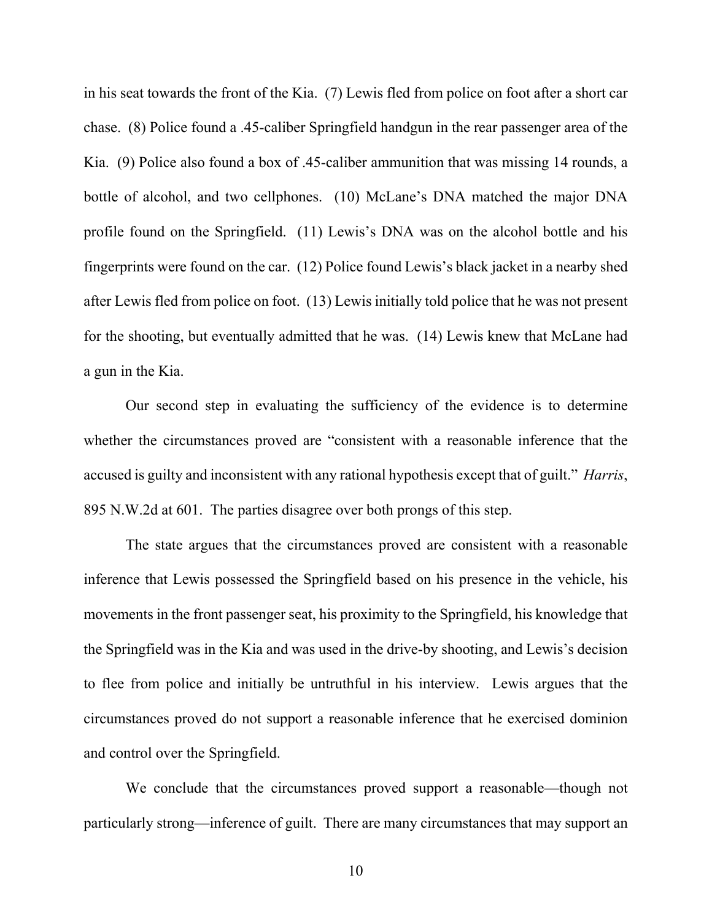in his seat towards the front of the Kia. (7) Lewis fled from police on foot after a short car chase. (8) Police found a .45-caliber Springfield handgun in the rear passenger area of the Kia. (9) Police also found a box of .45-caliber ammunition that was missing 14 rounds, a bottle of alcohol, and two cellphones. (10) McLane's DNA matched the major DNA profile found on the Springfield. (11) Lewis's DNA was on the alcohol bottle and his fingerprints were found on the car. (12) Police found Lewis's black jacket in a nearby shed after Lewis fled from police on foot. (13) Lewis initially told police that he was not present for the shooting, but eventually admitted that he was. (14) Lewis knew that McLane had a gun in the Kia.

Our second step in evaluating the sufficiency of the evidence is to determine whether the circumstances proved are "consistent with a reasonable inference that the accused is guilty and inconsistent with any rational hypothesis except that of guilt." *Harris*, 895 N.W.2d at 601. The parties disagree over both prongs of this step.

The state argues that the circumstances proved are consistent with a reasonable inference that Lewis possessed the Springfield based on his presence in the vehicle, his movements in the front passenger seat, his proximity to the Springfield, his knowledge that the Springfield was in the Kia and was used in the drive-by shooting, and Lewis's decision to flee from police and initially be untruthful in his interview. Lewis argues that the circumstances proved do not support a reasonable inference that he exercised dominion and control over the Springfield.

We conclude that the circumstances proved support a reasonable—though not particularly strong—inference of guilt. There are many circumstances that may support an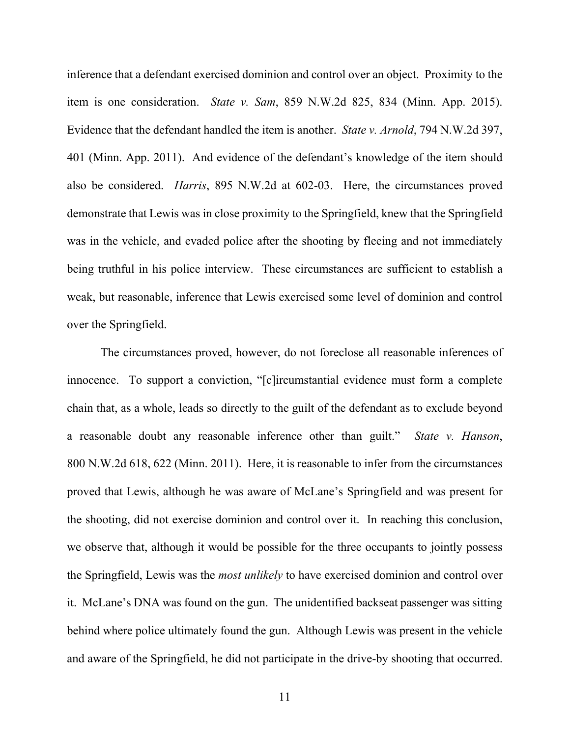inference that a defendant exercised dominion and control over an object. Proximity to the item is one consideration. *State v. Sam*, 859 N.W.2d 825, 834 (Minn. App. 2015). Evidence that the defendant handled the item is another. *State v. Arnold*, 794 N.W.2d 397, 401 (Minn. App. 2011). And evidence of the defendant's knowledge of the item should also be considered. *Harris*, 895 N.W.2d at 602-03. Here, the circumstances proved demonstrate that Lewis was in close proximity to the Springfield, knew that the Springfield was in the vehicle, and evaded police after the shooting by fleeing and not immediately being truthful in his police interview. These circumstances are sufficient to establish a weak, but reasonable, inference that Lewis exercised some level of dominion and control over the Springfield.

The circumstances proved, however, do not foreclose all reasonable inferences of innocence. To support a conviction, "[c]ircumstantial evidence must form a complete chain that, as a whole, leads so directly to the guilt of the defendant as to exclude beyond a reasonable doubt any reasonable inference other than guilt." *State v. Hanson*, 800 N.W.2d 618, 622 (Minn. 2011). Here, it is reasonable to infer from the circumstances proved that Lewis, although he was aware of McLane's Springfield and was present for the shooting, did not exercise dominion and control over it. In reaching this conclusion, we observe that, although it would be possible for the three occupants to jointly possess the Springfield, Lewis was the *most unlikely* to have exercised dominion and control over it. McLane's DNA was found on the gun. The unidentified backseat passenger was sitting behind where police ultimately found the gun. Although Lewis was present in the vehicle and aware of the Springfield, he did not participate in the drive-by shooting that occurred.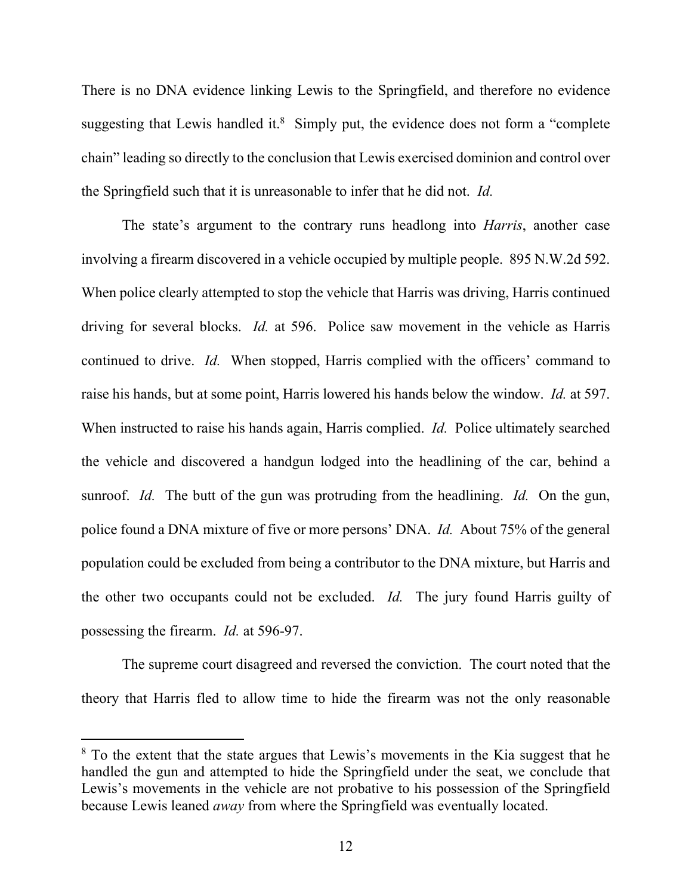There is no DNA evidence linking Lewis to the Springfield, and therefore no evidence suggesting that Lewis handled it.[8] Simply put, the evidence does not form a "complete chain" leading so directly to the conclusion that Lewis exercised dominion and control over the Springfield such that it is unreasonable to infer that he did not. *Id.*

The state's argument to the contrary runs headlong into *Harris*, another case involving a firearm discovered in a vehicle occupied by multiple people. 895 N.W.2d 592. When police clearly attempted to stop the vehicle that Harris was driving, Harris continued driving for several blocks. *Id.* at 596. Police saw movement in the vehicle as Harris continued to drive. *Id.* When stopped, Harris complied with the officers' command to raise his hands, but at some point, Harris lowered his hands below the window. *Id.* at 597. When instructed to raise his hands again, Harris complied. *Id.* Police ultimately searched the vehicle and discovered a handgun lodged into the headlining of the car, behind a sunroof. *Id.* The butt of the gun was protruding from the headlining. *Id.* On the gun, police found a DNA mixture of five or more persons' DNA. *Id.* About 75% of the general population could be excluded from being a contributor to the DNA mixture, but Harris and the other two occupants could not be excluded. *Id.* The jury found Harris guilty of possessing the firearm. *Id.* at 596-97.

The supreme court disagreed and reversed the conviction. The court noted that the theory that Harris fled to allow time to hide the firearm was not the only reasonable

---

[8] To the extent that the state argues that Lewis's movements in the Kia suggest that he handled the gun and attempted to hide the Springfield under the seat, we conclude that Lewis's movements in the vehicle are not probative to his possession of the Springfield because Lewis leaned *away* from where the Springfield was eventually located.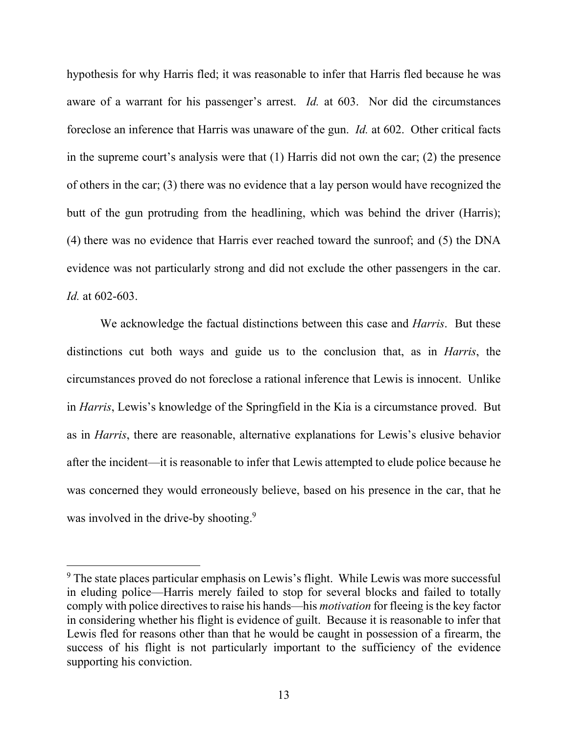hypothesis for why Harris fled; it was reasonable to infer that Harris fled because he was aware of a warrant for his passenger's arrest. *Id.* at 603. Nor did the circumstances foreclose an inference that Harris was unaware of the gun. *Id.* at 602. Other critical facts in the supreme court's analysis were that (1) Harris did not own the car; (2) the presence of others in the car; (3) there was no evidence that a lay person would have recognized the butt of the gun protruding from the headlining, which was behind the driver (Harris); (4) there was no evidence that Harris ever reached toward the sunroof; and (5) the DNA evidence was not particularly strong and did not exclude the other passengers in the car. *Id.* at 602-603.

We acknowledge the factual distinctions between this case and *Harris*. But these distinctions cut both ways and guide us to the conclusion that, as in *Harris*, the circumstances proved do not foreclose a rational inference that Lewis is innocent. Unlike in *Harris*, Lewis's knowledge of the Springfield in the Kia is a circumstance proved. But as in *Harris*, there are reasonable, alternative explanations for Lewis's elusive behavior after the incident—it is reasonable to infer that Lewis attempted to elude police because he was concerned they would erroneously believe, based on his presence in the car, that he was involved in the drive-by shooting.[9]

---

[9] The state places particular emphasis on Lewis's flight. While Lewis was more successful in eluding police—Harris merely failed to stop for several blocks and failed to totally comply with police directives to raise his hands—his *motivation* for fleeing is the key factor in considering whether his flight is evidence of guilt. Because it is reasonable to infer that Lewis fled for reasons other than that he would be caught in possession of a firearm, the success of his flight is not particularly important to the sufficiency of the evidence supporting his conviction.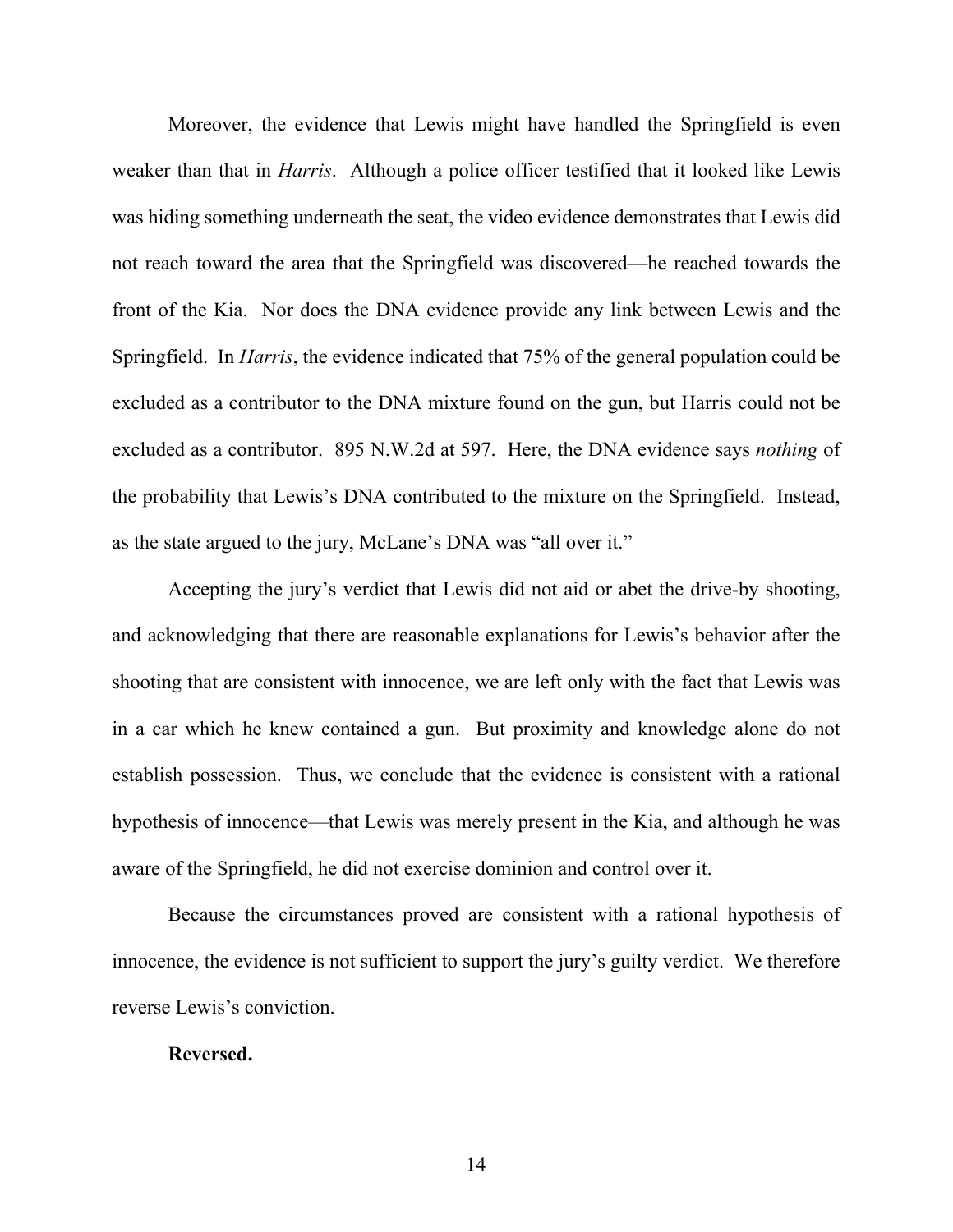Moreover, the evidence that Lewis might have handled the Springfield is even weaker than that in *Harris*. Although a police officer testified that it looked like Lewis was hiding something underneath the seat, the video evidence demonstrates that Lewis did not reach toward the area that the Springfield was discovered—he reached towards the front of the Kia. Nor does the DNA evidence provide any link between Lewis and the Springfield. In *Harris*, the evidence indicated that 75% of the general population could be excluded as a contributor to the DNA mixture found on the gun, but Harris could not be excluded as a contributor. 895 N.W.2d at 597. Here, the DNA evidence says *nothing* of the probability that Lewis's DNA contributed to the mixture on the Springfield. Instead, as the state argued to the jury, McLane's DNA was "all over it."

Accepting the jury's verdict that Lewis did not aid or abet the drive-by shooting, and acknowledging that there are reasonable explanations for Lewis's behavior after the shooting that are consistent with innocence, we are left only with the fact that Lewis was in a car which he knew contained a gun. But proximity and knowledge alone do not establish possession. Thus, we conclude that the evidence is consistent with a rational hypothesis of innocence—that Lewis was merely present in the Kia, and although he was aware of the Springfield, he did not exercise dominion and control over it.

Because the circumstances proved are consistent with a rational hypothesis of innocence, the evidence is not sufficient to support the jury's guilty verdict. We therefore reverse Lewis's conviction.

**Reversed.**